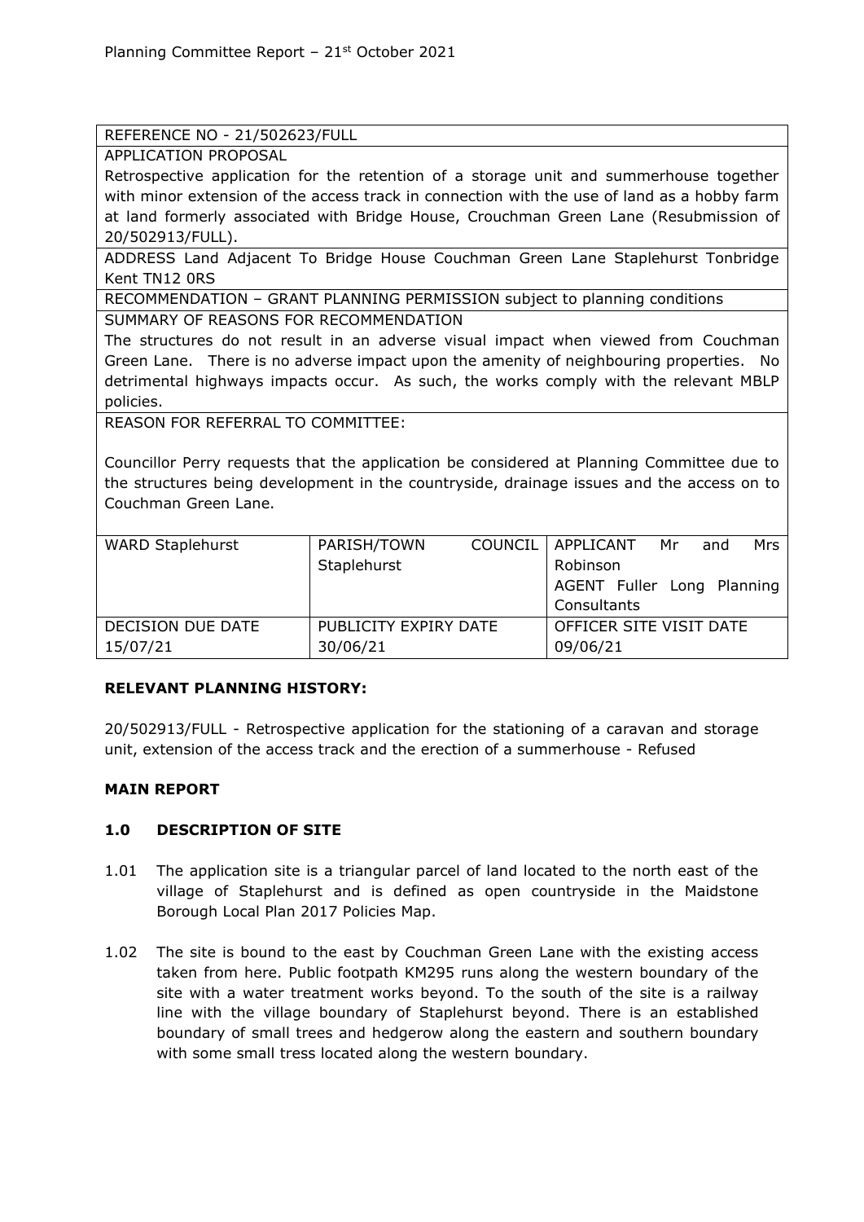REFERENCE NO - 21/502623/FULL

APPLICATION PROPOSAL

Retrospective application for the retention of a storage unit and summerhouse together with minor extension of the access track in connection with the use of land as a hobby farm at land formerly associated with Bridge House, Crouchman Green Lane (Resubmission of 20/502913/FULL).

ADDRESS Land Adjacent To Bridge House Couchman Green Lane Staplehurst Tonbridge Kent TN12 0RS

RECOMMENDATION – GRANT PLANNING PERMISSION subject to planning conditions

SUMMARY OF REASONS FOR RECOMMENDATION

The structures do not result in an adverse visual impact when viewed from Couchman Green Lane. There is no adverse impact upon the amenity of neighbouring properties. No detrimental highways impacts occur. As such, the works comply with the relevant MBLP policies.

REASON FOR REFERRAL TO COMMITTEE:

Councillor Perry requests that the application be considered at Planning Committee due to the structures being development in the countryside, drainage issues and the access on to Couchman Green Lane.

| WARD Staplehurst | PARISH/TOWN COUNCIL Staplehurst | APPLICANT Mr and Mrs Robinson<br>AGENT Fuller Long Planning Consultants |
|---|---|---|
| DECISION DUE DATE<br>15/07/21 | PUBLICITY EXPIRY DATE<br>30/06/21 | OFFICER SITE VISIT DATE<br>09/06/21 |

**RELEVANT PLANNING HISTORY:**

20/502913/FULL - Retrospective application for the stationing of a caravan and storage unit, extension of the access track and the erection of a summerhouse - Refused

## MAIN REPORT

### 1.0 DESCRIPTION OF SITE

1.01 The application site is a triangular parcel of land located to the north east of the village of Staplehurst and is defined as open countryside in the Maidstone Borough Local Plan 2017 Policies Map.

1.02 The site is bound to the east by Couchman Green Lane with the existing access taken from here. Public footpath KM295 runs along the western boundary of the site with a water treatment works beyond. To the south of the site is a railway line with the village boundary of Staplehurst beyond. There is an established boundary of small trees and hedgerow along the eastern and southern boundary with some small tress located along the western boundary.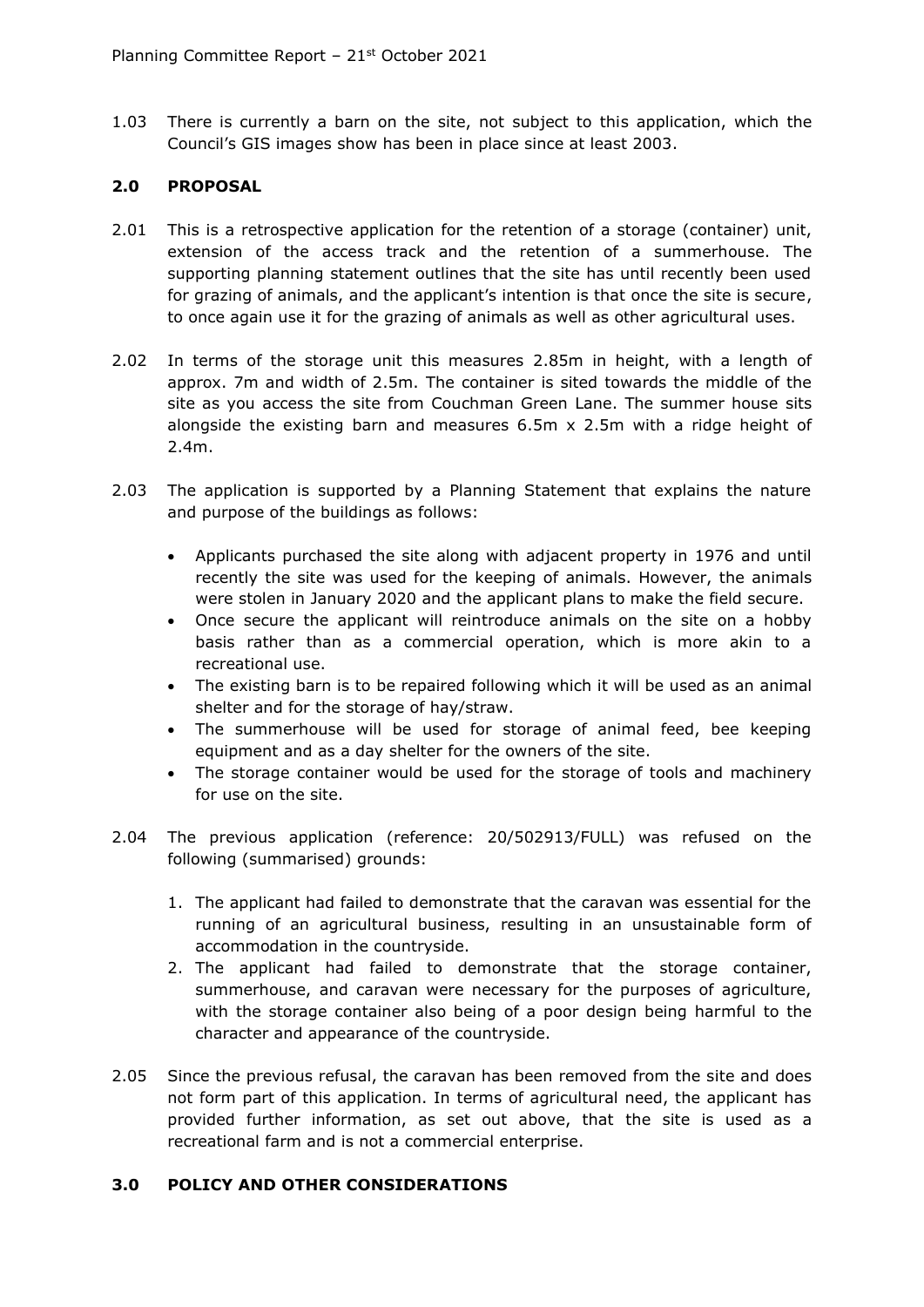1.03 There is currently a barn on the site, not subject to this application, which the Council's GIS images show has been in place since at least 2003.

## 2.0 PROPOSAL

2.01 This is a retrospective application for the retention of a storage (container) unit, extension of the access track and the retention of a summerhouse. The supporting planning statement outlines that the site has until recently been used for grazing of animals, and the applicant's intention is that once the site is secure, to once again use it for the grazing of animals as well as other agricultural uses.

2.02 In terms of the storage unit this measures 2.85m in height, with a length of approx. 7m and width of 2.5m. The container is sited towards the middle of the site as you access the site from Couchman Green Lane. The summer house sits alongside the existing barn and measures 6.5m x 2.5m with a ridge height of 2.4m.

2.03 The application is supported by a Planning Statement that explains the nature and purpose of the buildings as follows:

- Applicants purchased the site along with adjacent property in 1976 and until recently the site was used for the keeping of animals. However, the animals were stolen in January 2020 and the applicant plans to make the field secure.
- Once secure the applicant will reintroduce animals on the site on a hobby basis rather than as a commercial operation, which is more akin to a recreational use.
- The existing barn is to be repaired following which it will be used as an animal shelter and for the storage of hay/straw.
- The summerhouse will be used for storage of animal feed, bee keeping equipment and as a day shelter for the owners of the site.
- The storage container would be used for the storage of tools and machinery for use on the site.

2.04 The previous application (reference: 20/502913/FULL) was refused on the following (summarised) grounds:

1. The applicant had failed to demonstrate that the caravan was essential for the running of an agricultural business, resulting in an unsustainable form of accommodation in the countryside.
2. The applicant had failed to demonstrate that the storage container, summerhouse, and caravan were necessary for the purposes of agriculture, with the storage container also being of a poor design being harmful to the character and appearance of the countryside.

2.05 Since the previous refusal, the caravan has been removed from the site and does not form part of this application. In terms of agricultural need, the applicant has provided further information, as set out above, that the site is used as a recreational farm and is not a commercial enterprise.

## 3.0 POLICY AND OTHER CONSIDERATIONS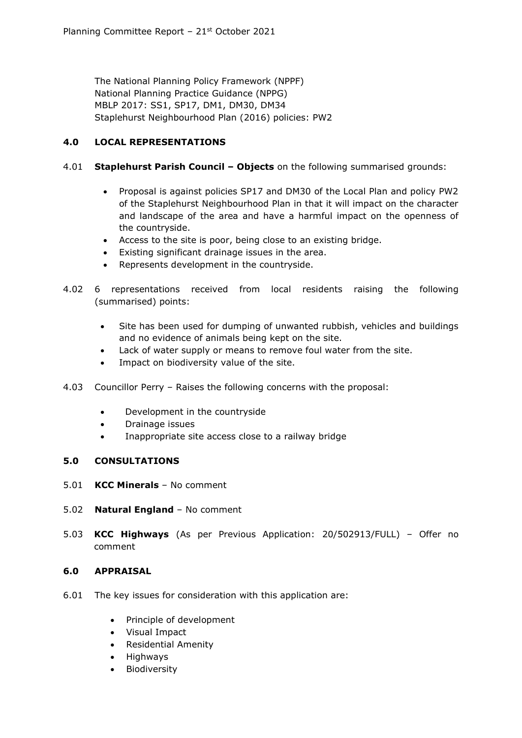The National Planning Policy Framework (NPPF)
National Planning Practice Guidance (NPPG)
MBLP 2017: SS1, SP17, DM1, DM30, DM34
Staplehurst Neighbourhood Plan (2016) policies: PW2

## 4.0 LOCAL REPRESENTATIONS

4.01 **Staplehurst Parish Council – Objects** on the following summarised grounds:

- Proposal is against policies SP17 and DM30 of the Local Plan and policy PW2 of the Staplehurst Neighbourhood Plan in that it will impact on the character and landscape of the area and have a harmful impact on the openness of the countryside.
- Access to the site is poor, being close to an existing bridge.
- Existing significant drainage issues in the area.
- Represents development in the countryside.

4.02 6 representations received from local residents raising the following (summarised) points:

- Site has been used for dumping of unwanted rubbish, vehicles and buildings and no evidence of animals being kept on the site.
- Lack of water supply or means to remove foul water from the site.
- Impact on biodiversity value of the site.

4.03 Councillor Perry – Raises the following concerns with the proposal:

- Development in the countryside
- Drainage issues
- Inappropriate site access close to a railway bridge

## 5.0 CONSULTATIONS

5.01 **KCC Minerals** – No comment

5.02 **Natural England** – No comment

5.03 **KCC Highways** (As per Previous Application: 20/502913/FULL) – Offer no comment

## 6.0 APPRAISAL

6.01 The key issues for consideration with this application are:

- Principle of development
- Visual Impact
- Residential Amenity
- Highways
- Biodiversity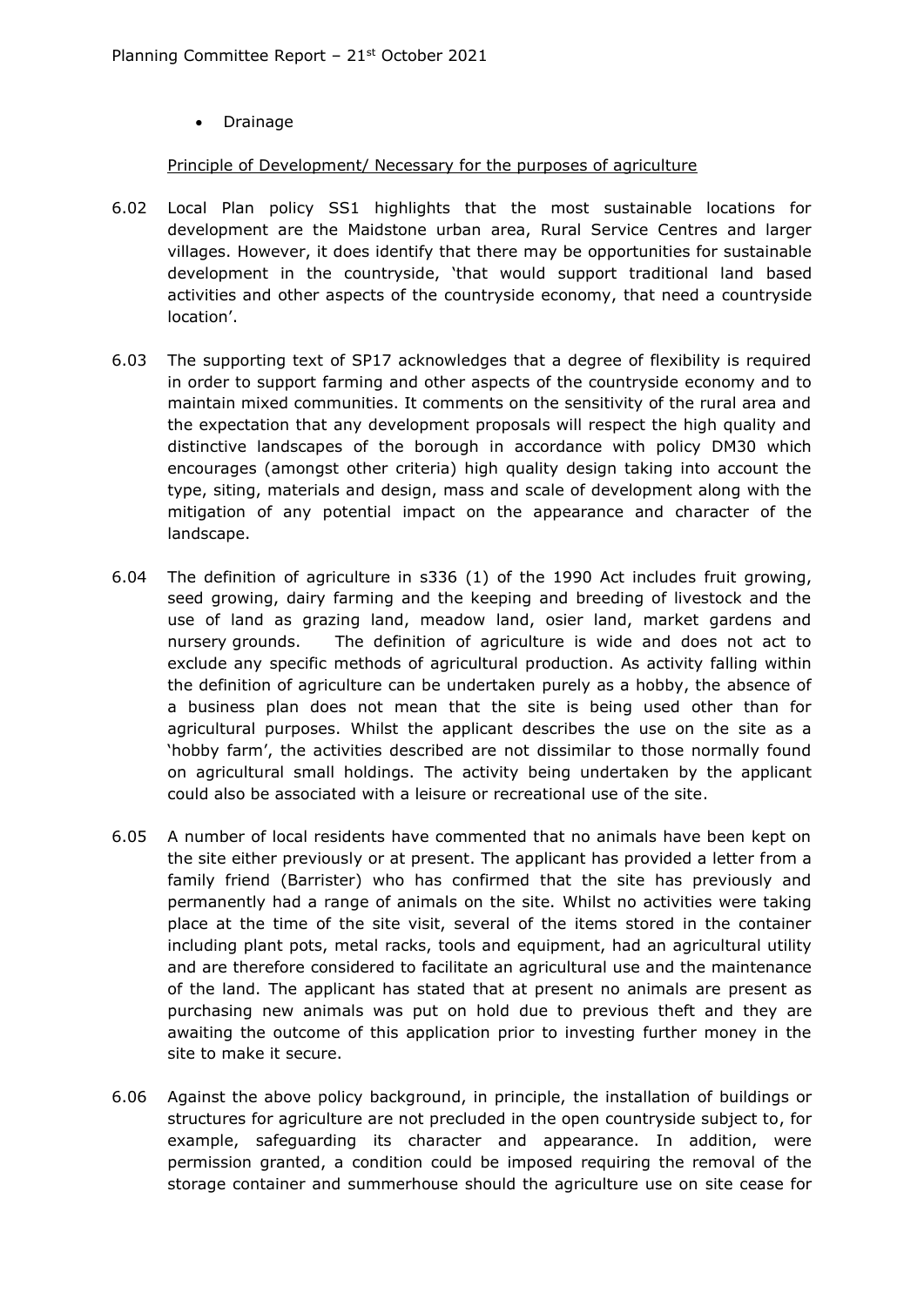- Drainage

Principle of Development/ Necessary for the purposes of agriculture

6.02 Local Plan policy SS1 highlights that the most sustainable locations for development are the Maidstone urban area, Rural Service Centres and larger villages. However, it does identify that there may be opportunities for sustainable development in the countryside, 'that would support traditional land based activities and other aspects of the countryside economy, that need a countryside location'.

6.03 The supporting text of SP17 acknowledges that a degree of flexibility is required in order to support farming and other aspects of the countryside economy and to maintain mixed communities. It comments on the sensitivity of the rural area and the expectation that any development proposals will respect the high quality and distinctive landscapes of the borough in accordance with policy DM30 which encourages (amongst other criteria) high quality design taking into account the type, siting, materials and design, mass and scale of development along with the mitigation of any potential impact on the appearance and character of the landscape.

6.04 The definition of agriculture in s336 (1) of the 1990 Act includes fruit growing, seed growing, dairy farming and the keeping and breeding of livestock and the use of land as grazing land, meadow land, osier land, market gardens and nursery grounds. The definition of agriculture is wide and does not act to exclude any specific methods of agricultural production. As activity falling within the definition of agriculture can be undertaken purely as a hobby, the absence of a business plan does not mean that the site is being used other than for agricultural purposes. Whilst the applicant describes the use on the site as a 'hobby farm', the activities described are not dissimilar to those normally found on agricultural small holdings. The activity being undertaken by the applicant could also be associated with a leisure or recreational use of the site.

6.05 A number of local residents have commented that no animals have been kept on the site either previously or at present. The applicant has provided a letter from a family friend (Barrister) who has confirmed that the site has previously and permanently had a range of animals on the site. Whilst no activities were taking place at the time of the site visit, several of the items stored in the container including plant pots, metal racks, tools and equipment, had an agricultural utility and are therefore considered to facilitate an agricultural use and the maintenance of the land. The applicant has stated that at present no animals are present as purchasing new animals was put on hold due to previous theft and they are awaiting the outcome of this application prior to investing further money in the site to make it secure.

6.06 Against the above policy background, in principle, the installation of buildings or structures for agriculture are not precluded in the open countryside subject to, for example, safeguarding its character and appearance. In addition, were permission granted, a condition could be imposed requiring the removal of the storage container and summerhouse should the agriculture use on site cease for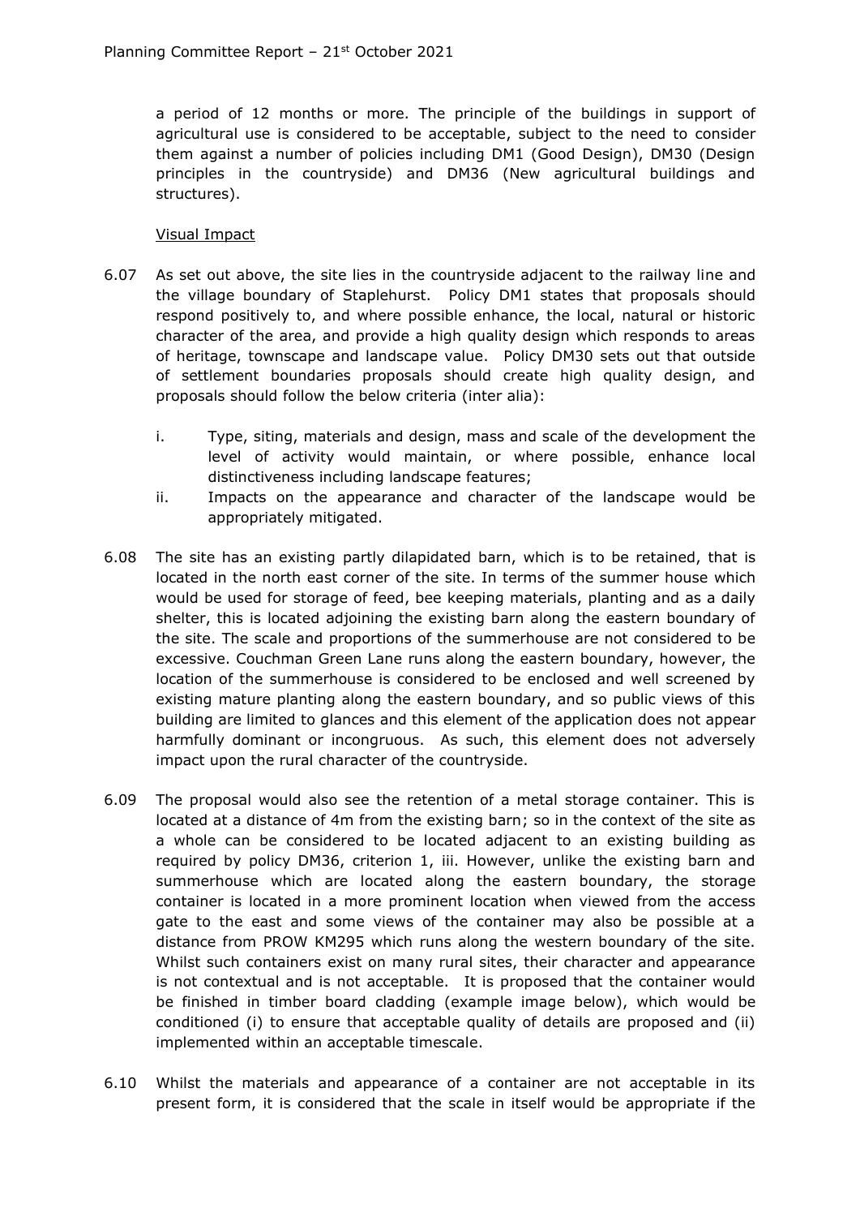a period of 12 months or more. The principle of the buildings in support of agricultural use is considered to be acceptable, subject to the need to consider them against a number of policies including DM1 (Good Design), DM30 (Design principles in the countryside) and DM36 (New agricultural buildings and structures).

Visual Impact

6.07 As set out above, the site lies in the countryside adjacent to the railway line and the village boundary of Staplehurst. Policy DM1 states that proposals should respond positively to, and where possible enhance, the local, natural or historic character of the area, and provide a high quality design which responds to areas of heritage, townscape and landscape value. Policy DM30 sets out that outside of settlement boundaries proposals should create high quality design, and proposals should follow the below criteria (inter alia):

i. Type, siting, materials and design, mass and scale of the development the level of activity would maintain, or where possible, enhance local distinctiveness including landscape features;
ii. Impacts on the appearance and character of the landscape would be appropriately mitigated.

6.08 The site has an existing partly dilapidated barn, which is to be retained, that is located in the north east corner of the site. In terms of the summer house which would be used for storage of feed, bee keeping materials, planting and as a daily shelter, this is located adjoining the existing barn along the eastern boundary of the site. The scale and proportions of the summerhouse are not considered to be excessive. Couchman Green Lane runs along the eastern boundary, however, the location of the summerhouse is considered to be enclosed and well screened by existing mature planting along the eastern boundary, and so public views of this building are limited to glances and this element of the application does not appear harmfully dominant or incongruous. As such, this element does not adversely impact upon the rural character of the countryside.

6.09 The proposal would also see the retention of a metal storage container. This is located at a distance of 4m from the existing barn; so in the context of the site as a whole can be considered to be located adjacent to an existing building as required by policy DM36, criterion 1, iii. However, unlike the existing barn and summerhouse which are located along the eastern boundary, the storage container is located in a more prominent location when viewed from the access gate to the east and some views of the container may also be possible at a distance from PROW KM295 which runs along the western boundary of the site. Whilst such containers exist on many rural sites, their character and appearance is not contextual and is not acceptable. It is proposed that the container would be finished in timber board cladding (example image below), which would be conditioned (i) to ensure that acceptable quality of details are proposed and (ii) implemented within an acceptable timescale.

6.10 Whilst the materials and appearance of a container are not acceptable in its present form, it is considered that the scale in itself would be appropriate if the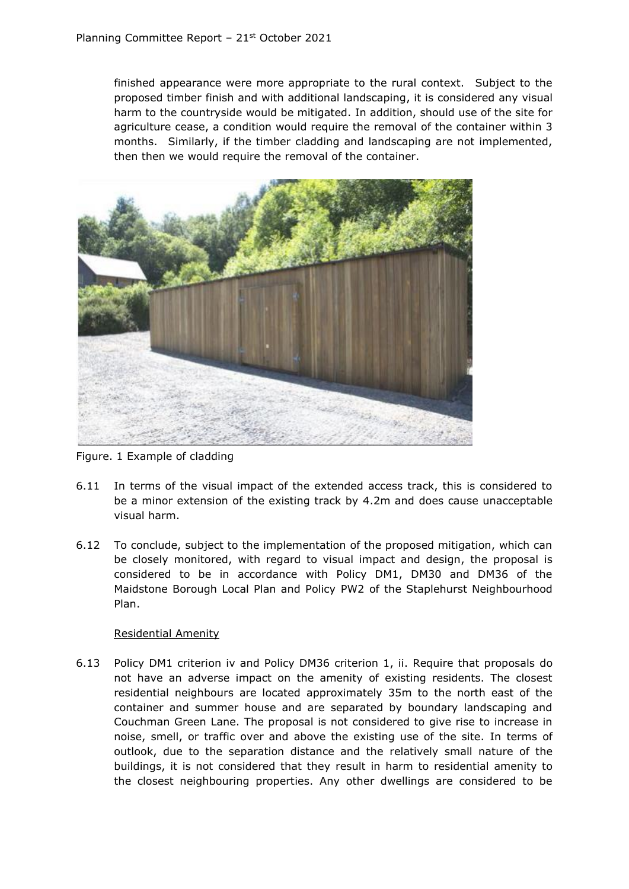finished appearance were more appropriate to the rural context. Subject to the proposed timber finish and with additional landscaping, it is considered any visual harm to the countryside would be mitigated. In addition, should use of the site for agriculture cease, a condition would require the removal of the container within 3 months. Similarly, if the timber cladding and landscaping are not implemented, then then we would require the removal of the container.

Figure. 1 Example of cladding

6.11 In terms of the visual impact of the extended access track, this is considered to be a minor extension of the existing track by 4.2m and does cause unacceptable visual harm.

6.12 To conclude, subject to the implementation of the proposed mitigation, which can be closely monitored, with regard to visual impact and design, the proposal is considered to be in accordance with Policy DM1, DM30 and DM36 of the Maidstone Borough Local Plan and Policy PW2 of the Staplehurst Neighbourhood Plan.

Residential Amenity

6.13 Policy DM1 criterion iv and Policy DM36 criterion 1, ii. Require that proposals do not have an adverse impact on the amenity of existing residents. The closest residential neighbours are located approximately 35m to the north east of the container and summer house and are separated by boundary landscaping and Couchman Green Lane. The proposal is not considered to give rise to increase in noise, smell, or traffic over and above the existing use of the site. In terms of outlook, due to the separation distance and the relatively small nature of the buildings, it is not considered that they result in harm to residential amenity to the closest neighbouring properties. Any other dwellings are considered to be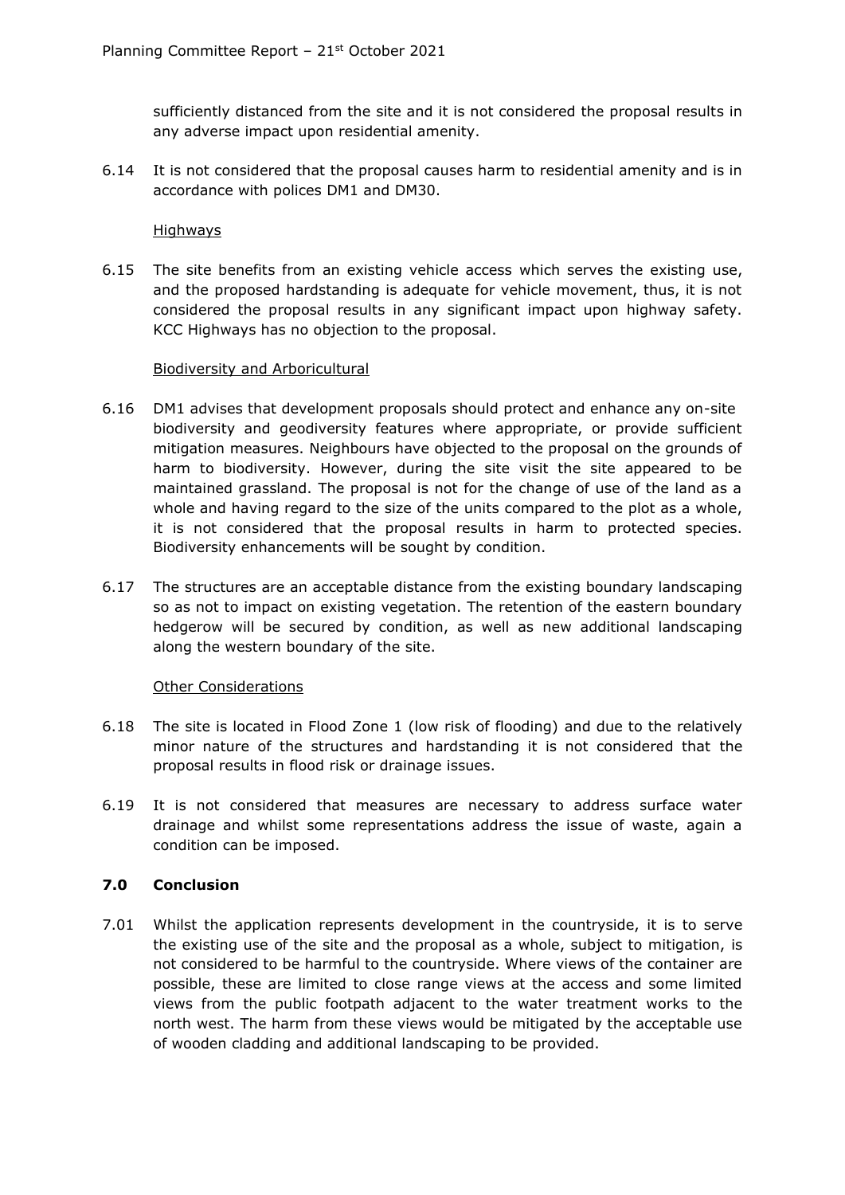sufficiently distanced from the site and it is not considered the proposal results in any adverse impact upon residential amenity.

6.14 It is not considered that the proposal causes harm to residential amenity and is in accordance with polices DM1 and DM30.

Highways

6.15 The site benefits from an existing vehicle access which serves the existing use, and the proposed hardstanding is adequate for vehicle movement, thus, it is not considered the proposal results in any significant impact upon highway safety. KCC Highways has no objection to the proposal.

Biodiversity and Arboricultural

6.16 DM1 advises that development proposals should protect and enhance any on-site biodiversity and geodiversity features where appropriate, or provide sufficient mitigation measures. Neighbours have objected to the proposal on the grounds of harm to biodiversity. However, during the site visit the site appeared to be maintained grassland. The proposal is not for the change of use of the land as a whole and having regard to the size of the units compared to the plot as a whole, it is not considered that the proposal results in harm to protected species. Biodiversity enhancements will be sought by condition.

6.17 The structures are an acceptable distance from the existing boundary landscaping so as not to impact on existing vegetation. The retention of the eastern boundary hedgerow will be secured by condition, as well as new additional landscaping along the western boundary of the site.

Other Considerations

6.18 The site is located in Flood Zone 1 (low risk of flooding) and due to the relatively minor nature of the structures and hardstanding it is not considered that the proposal results in flood risk or drainage issues.

6.19 It is not considered that measures are necessary to address surface water drainage and whilst some representations address the issue of waste, again a condition can be imposed.

## 7.0 Conclusion

7.01 Whilst the application represents development in the countryside, it is to serve the existing use of the site and the proposal as a whole, subject to mitigation, is not considered to be harmful to the countryside. Where views of the container are possible, these are limited to close range views at the access and some limited views from the public footpath adjacent to the water treatment works to the north west. The harm from these views would be mitigated by the acceptable use of wooden cladding and additional landscaping to be provided.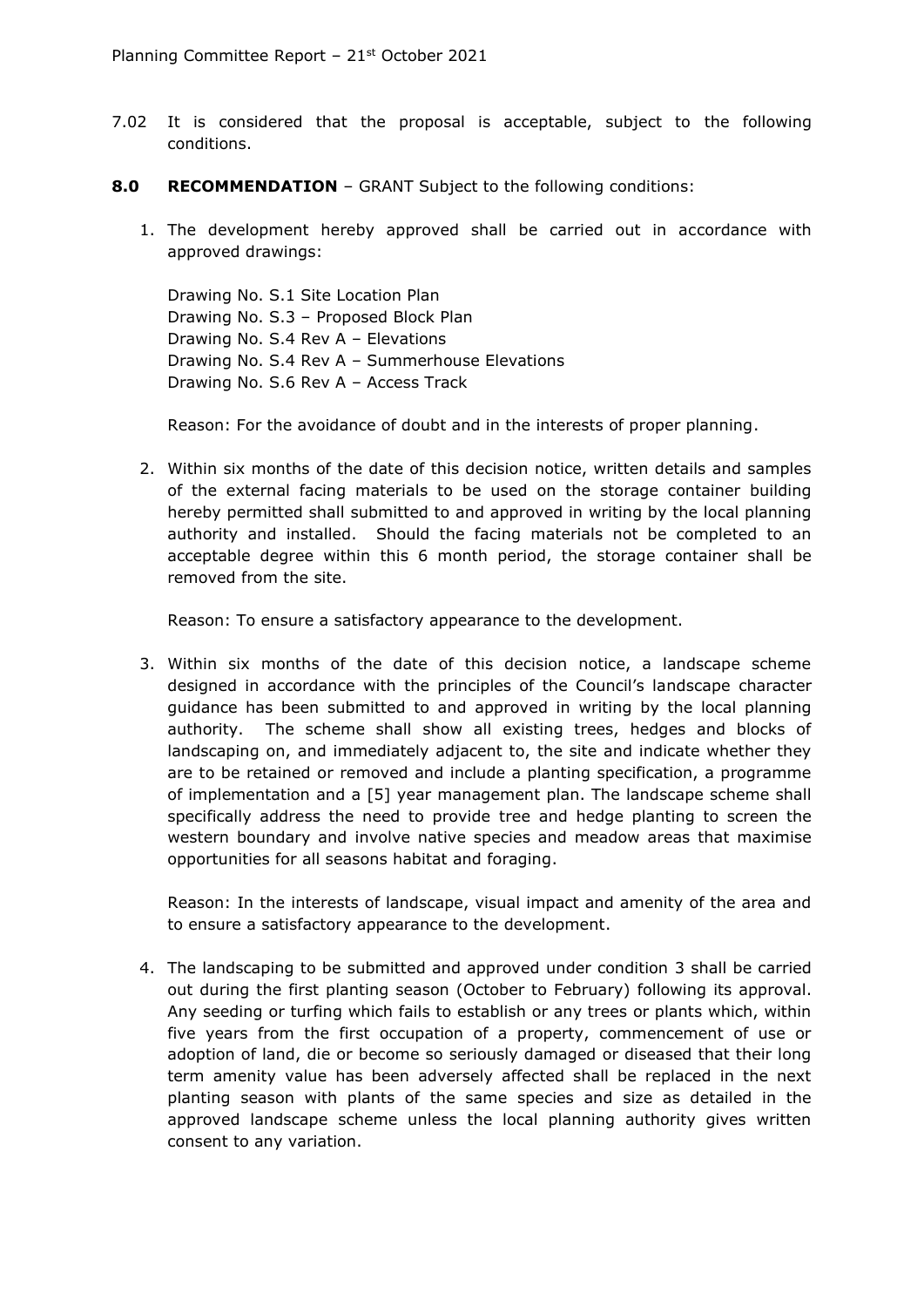7.02 It is considered that the proposal is acceptable, subject to the following conditions.

**8.0 RECOMMENDATION** – GRANT Subject to the following conditions:

1. The development hereby approved shall be carried out in accordance with approved drawings:

   Drawing No. S.1 Site Location Plan
   Drawing No. S.3 – Proposed Block Plan
   Drawing No. S.4 Rev A – Elevations
   Drawing No. S.4 Rev A – Summerhouse Elevations
   Drawing No. S.6 Rev A – Access Track

   Reason: For the avoidance of doubt and in the interests of proper planning.

2. Within six months of the date of this decision notice, written details and samples of the external facing materials to be used on the storage container building hereby permitted shall submitted to and approved in writing by the local planning authority and installed. Should the facing materials not be completed to an acceptable degree within this 6 month period, the storage container shall be removed from the site.

   Reason: To ensure a satisfactory appearance to the development.

3. Within six months of the date of this decision notice, a landscape scheme designed in accordance with the principles of the Council's landscape character guidance has been submitted to and approved in writing by the local planning authority. The scheme shall show all existing trees, hedges and blocks of landscaping on, and immediately adjacent to, the site and indicate whether they are to be retained or removed and include a planting specification, a programme of implementation and a [5] year management plan. The landscape scheme shall specifically address the need to provide tree and hedge planting to screen the western boundary and involve native species and meadow areas that maximise opportunities for all seasons habitat and foraging.

   Reason: In the interests of landscape, visual impact and amenity of the area and to ensure a satisfactory appearance to the development.

4. The landscaping to be submitted and approved under condition 3 shall be carried out during the first planting season (October to February) following its approval. Any seeding or turfing which fails to establish or any trees or plants which, within five years from the first occupation of a property, commencement of use or adoption of land, die or become so seriously damaged or diseased that their long term amenity value has been adversely affected shall be replaced in the next planting season with plants of the same species and size as detailed in the approved landscape scheme unless the local planning authority gives written consent to any variation.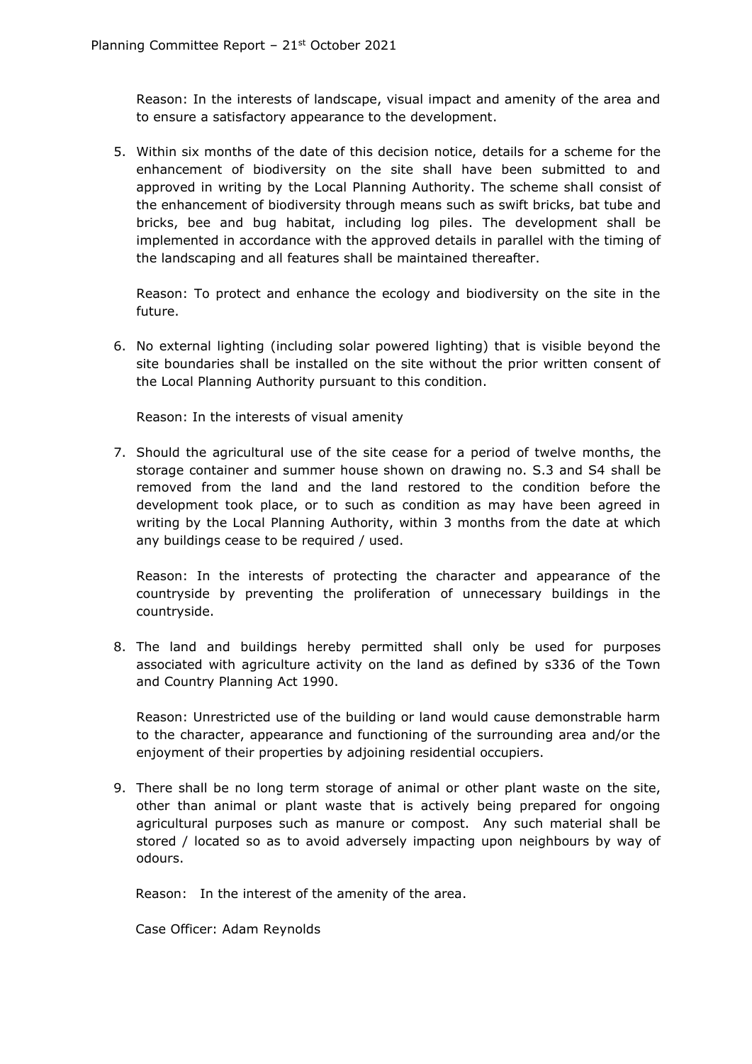Reason: In the interests of landscape, visual impact and amenity of the area and to ensure a satisfactory appearance to the development.

5. Within six months of the date of this decision notice, details for a scheme for the enhancement of biodiversity on the site shall have been submitted to and approved in writing by the Local Planning Authority. The scheme shall consist of the enhancement of biodiversity through means such as swift bricks, bat tube and bricks, bee and bug habitat, including log piles. The development shall be implemented in accordance with the approved details in parallel with the timing of the landscaping and all features shall be maintained thereafter.

   Reason: To protect and enhance the ecology and biodiversity on the site in the future.

6. No external lighting (including solar powered lighting) that is visible beyond the site boundaries shall be installed on the site without the prior written consent of the Local Planning Authority pursuant to this condition.

   Reason: In the interests of visual amenity

7. Should the agricultural use of the site cease for a period of twelve months, the storage container and summer house shown on drawing no. S.3 and S4 shall be removed from the land and the land restored to the condition before the development took place, or to such as condition as may have been agreed in writing by the Local Planning Authority, within 3 months from the date at which any buildings cease to be required / used.

   Reason: In the interests of protecting the character and appearance of the countryside by preventing the proliferation of unnecessary buildings in the countryside.

8. The land and buildings hereby permitted shall only be used for purposes associated with agriculture activity on the land as defined by s336 of the Town and Country Planning Act 1990.

   Reason: Unrestricted use of the building or land would cause demonstrable harm to the character, appearance and functioning of the surrounding area and/or the enjoyment of their properties by adjoining residential occupiers.

9. There shall be no long term storage of animal or other plant waste on the site, other than animal or plant waste that is actively being prepared for ongoing agricultural purposes such as manure or compost. Any such material shall be stored / located so as to avoid adversely impacting upon neighbours by way of odours.

   Reason: In the interest of the amenity of the area.

Case Officer: Adam Reynolds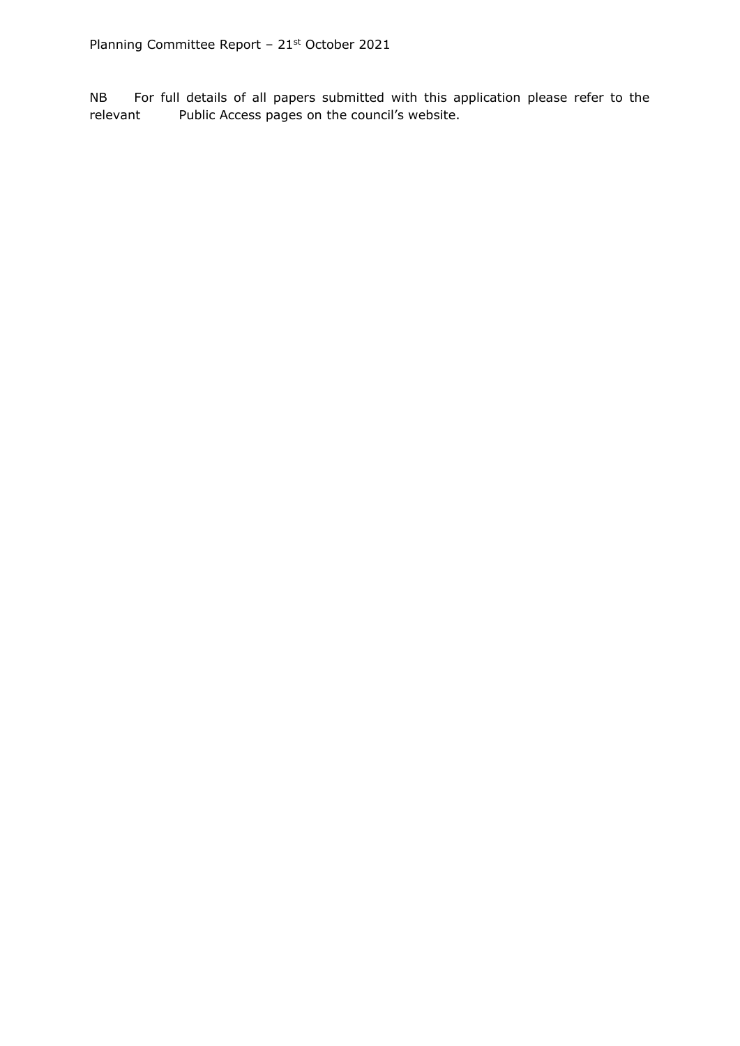NB For full details of all papers submitted with this application please refer to the relevant Public Access pages on the council's website.